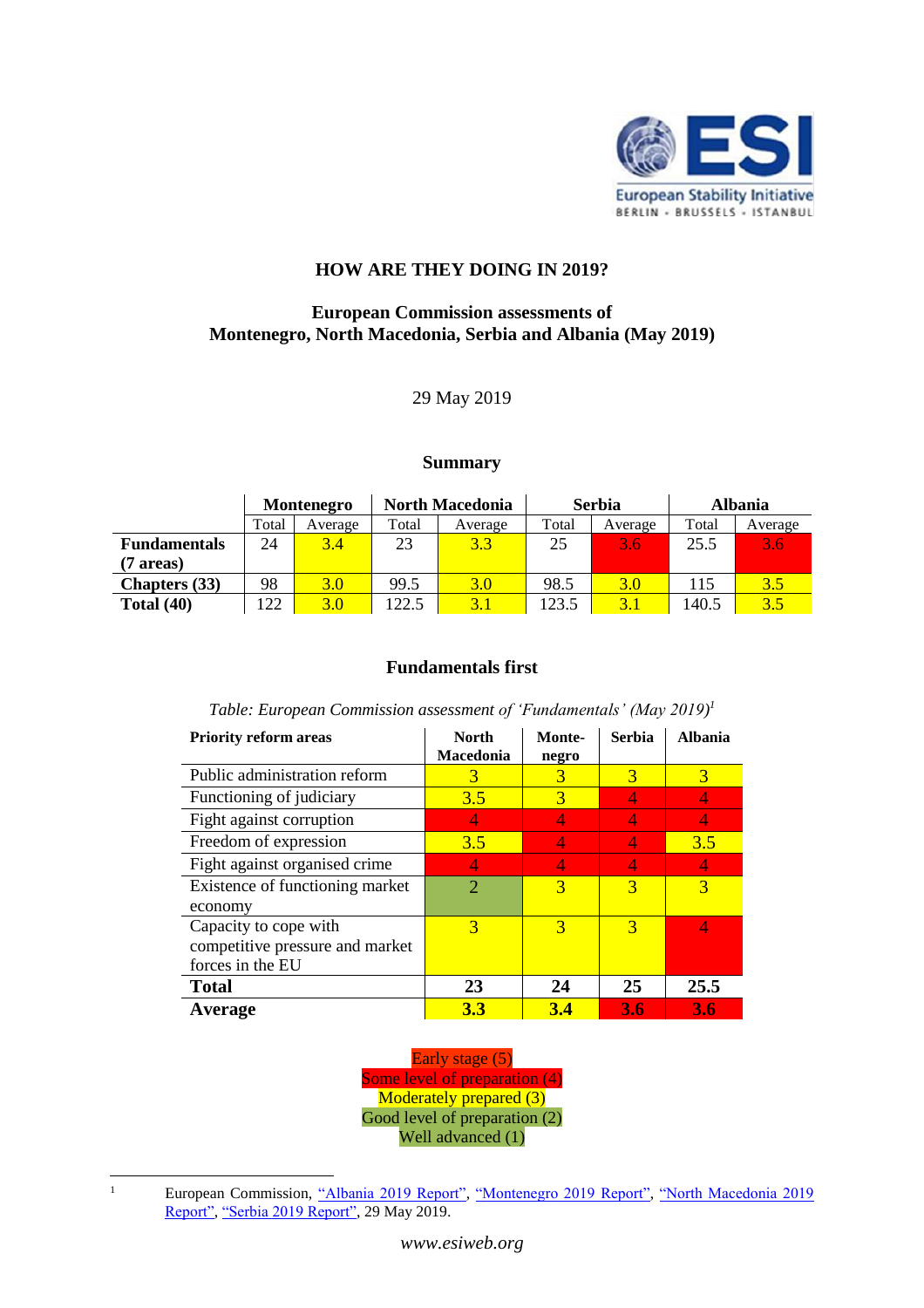# HOW ARE THEY DOING IN 2019?

## European Commission assessments of Montenegro, North Macedonia, Serbia and Albania (May 2019)

29 May 2019

### Summary

| | Montenegro | | North Macedonia | | Serbia | | Albania | |
|---|---|---|---|---|---|---|---|---|
| | Total | Average | Total | Average | Total | Average | Total | Average |
| **Fundamentals (7 areas)** | 24 | 3.4 | 23 | 3.3 | 25 | 3.6 | 25.5 | 3.6 |
| **Chapters (33)** | 98 | 3.0 | 99.5 | 3.0 | 98.5 | 3.0 | 115 | 3.5 |
| **Total (40)** | 122 | 3.0 | 122.5 | 3.1 | 123.5 | 3.1 | 140.5 | 3.5 |

### Fundamentals first

*Table: European Commission assessment of 'Fundamentals' (May 2019)*[1]

| Priority reform areas | North Macedonia | Montenegro | Serbia | Albania |
|---|---|---|---|---|
| Public administration reform | 3 | 3 | 3 | 3 |
| Functioning of judiciary | 3.5 | 3 | 4 | 4 |
| Fight against corruption | 4 | 4 | 4 | 4 |
| Freedom of expression | 3.5 | 4 | 4 | 3.5 |
| Fight against organised crime | 4 | 4 | 4 | 4 |
| Existence of functioning market economy | 2 | 3 | 3 | 3 |
| Capacity to cope with competitive pressure and market forces in the EU | 3 | 3 | 3 | 4 |
| **Total** | **23** | **24** | **25** | **25.5** |
| **Average** | **3.3** | **3.4** | **3.6** | **3.6** |

Early stage (5)
Some level of preparation (4)
Moderately prepared (3)
Good level of preparation (2)
Well advanced (1)

[1] European Commission, "Albania 2019 Report", "Montenegro 2019 Report", "North Macedonia 2019 Report", "Serbia 2019 Report", 29 May 2019.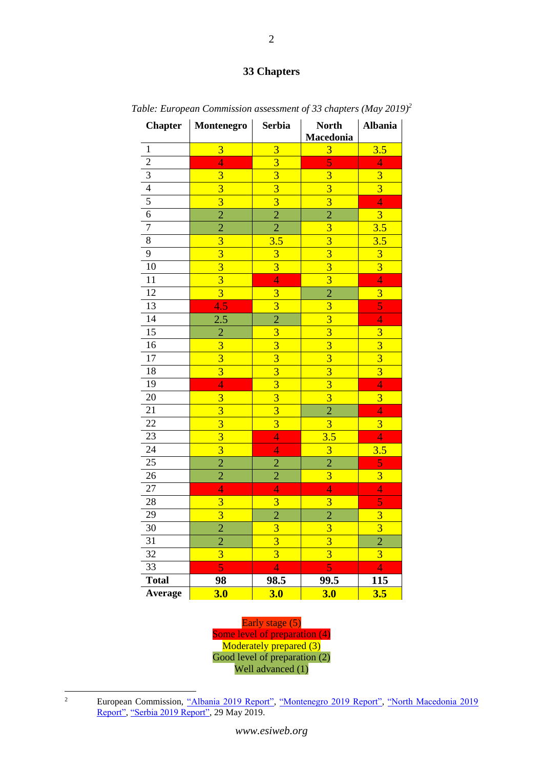## 33 Chapters

*Table: European Commission assessment of 33 chapters (May 2019)*[2]

| Chapter | Montenegro | Serbia | North Macedonia | Albania |
|---|---|---|---|---|
| 1 | 3 | 3 | 3 | 3.5 |
| 2 | 4 | 3 | 5 | 4 |
| 3 | 3 | 3 | 3 | 3 |
| 4 | 3 | 3 | 3 | 3 |
| 5 | 3 | 3 | 3 | 4 |
| 6 | 2 | 2 | 2 | 3 |
| 7 | 2 | 2 | 3 | 3.5 |
| 8 | 3 | 3.5 | 3 | 3.5 |
| 9 | 3 | 3 | 3 | 3 |
| 10 | 3 | 3 | 3 | 3 |
| 11 | 3 | 4 | 3 | 4 |
| 12 | 3 | 3 | 2 | 3 |
| 13 | 4.5 | 3 | 3 | 5 |
| 14 | 2.5 | 2 | 3 | 4 |
| 15 | 2 | 3 | 3 | 3 |
| 16 | 3 | 3 | 3 | 3 |
| 17 | 3 | 3 | 3 | 3 |
| 18 | 3 | 3 | 3 | 3 |
| 19 | 4 | 3 | 3 | 4 |
| 20 | 3 | 3 | 3 | 3 |
| 21 | 3 | 3 | 2 | 4 |
| 22 | 3 | 3 | 3 | 3 |
| 23 | 3 | 4 | 3.5 | 4 |
| 24 | 3 | 4 | 3 | 3.5 |
| 25 | 2 | 2 | 2 | 5 |
| 26 | 2 | 2 | 3 | 3 |
| 27 | 4 | 4 | 4 | 4 |
| 28 | 3 | 3 | 3 | 5 |
| 29 | 3 | 2 | 2 | 3 |
| 30 | 2 | 3 | 3 | 3 |
| 31 | 2 | 3 | 3 | 2 |
| 32 | 3 | 3 | 3 | 3 |
| 33 | 5 | 4 | 5 | 4 |
| **Total** | **98** | **98.5** | **99.5** | **115** |
| **Average** | **3.0** | **3.0** | **3.0** | **3.5** |

Early stage (5)
Some level of preparation (4)
Moderately prepared (3)
Good level of preparation (2)
Well advanced (1)

[2] European Commission, "Albania 2019 Report", "Montenegro 2019 Report", "North Macedonia 2019 Report", "Serbia 2019 Report", 29 May 2019.